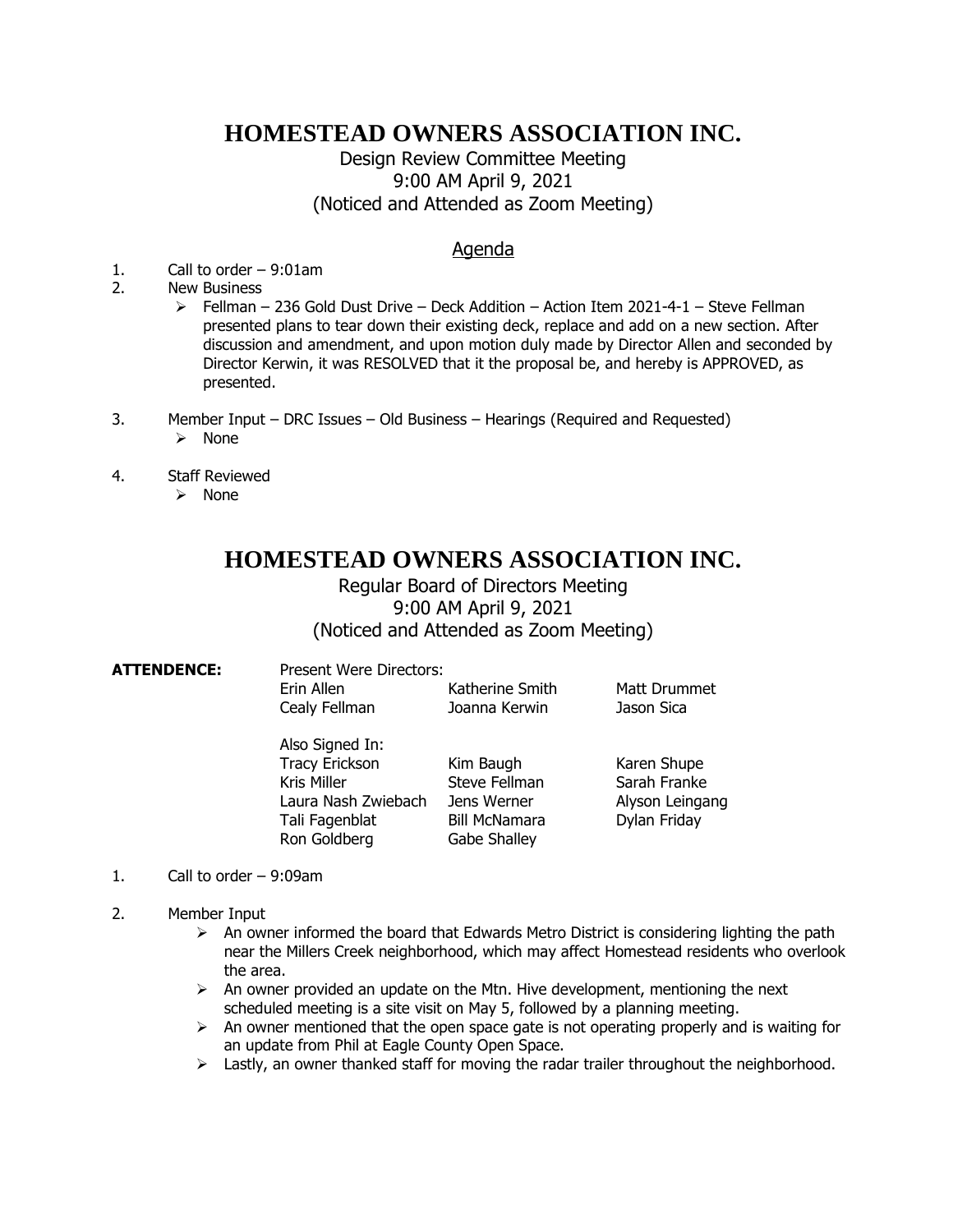# HOMESTEAD OWNERS ASSOCIATION INC.

Design Review Committee Meeting
9:00 AM April 9, 2021
(Noticed and Attended as Zoom Meeting)

## Agenda

1. Call to order – 9:01am
2. New Business
   - Fellman – 236 Gold Dust Drive – Deck Addition – Action Item 2021-4-1 – Steve Fellman presented plans to tear down their existing deck, replace and add on a new section. After discussion and amendment, and upon motion duly made by Director Allen and seconded by Director Kerwin, it was RESOLVED that it the proposal be, and hereby is APPROVED, as presented.
3. Member Input – DRC Issues – Old Business – Hearings (Required and Requested)
   - None
4. Staff Reviewed
   - None

# HOMESTEAD OWNERS ASSOCIATION INC.

Regular Board of Directors Meeting
9:00 AM April 9, 2021
(Noticed and Attended as Zoom Meeting)

**ATTENDENCE:** Present Were Directors:

| | | |
|---|---|---|
| Erin Allen | Katherine Smith | Matt Drummet |
| Cealy Fellman | Joanna Kerwin | Jason Sica |

Also Signed In:

| | | |
|---|---|---|
| Tracy Erickson | Kim Baugh | Karen Shupe |
| Kris Miller | Steve Fellman | Sarah Franke |
| Laura Nash Zwiebach | Jens Werner | Alyson Leingang |
| Tali Fagenblat | Bill McNamara | Dylan Friday |
| Ron Goldberg | Gabe Shalley | |

1. Call to order – 9:09am
2. Member Input
   - An owner informed the board that Edwards Metro District is considering lighting the path near the Millers Creek neighborhood, which may affect Homestead residents who overlook the area.
   - An owner provided an update on the Mtn. Hive development, mentioning the next scheduled meeting is a site visit on May 5, followed by a planning meeting.
   - An owner mentioned that the open space gate is not operating properly and is waiting for an update from Phil at Eagle County Open Space.
   - Lastly, an owner thanked staff for moving the radar trailer throughout the neighborhood.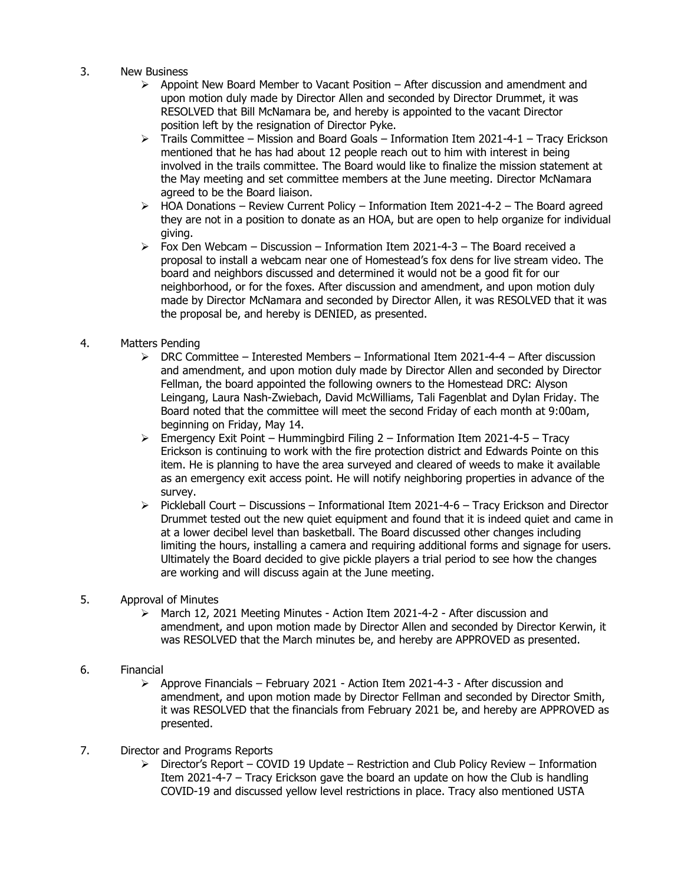3. New Business
   - Appoint New Board Member to Vacant Position – After discussion and amendment and upon motion duly made by Director Allen and seconded by Director Drummet, it was RESOLVED that Bill McNamara be, and hereby is appointed to the vacant Director position left by the resignation of Director Pyke.
   - Trails Committee – Mission and Board Goals – Information Item 2021-4-1 – Tracy Erickson mentioned that he has had about 12 people reach out to him with interest in being involved in the trails committee. The Board would like to finalize the mission statement at the May meeting and set committee members at the June meeting. Director McNamara agreed to be the Board liaison.
   - HOA Donations – Review Current Policy – Information Item 2021-4-2 – The Board agreed they are not in a position to donate as an HOA, but are open to help organize for individual giving.
   - Fox Den Webcam – Discussion – Information Item 2021-4-3 – The Board received a proposal to install a webcam near one of Homestead's fox dens for live stream video. The board and neighbors discussed and determined it would not be a good fit for our neighborhood, or for the foxes. After discussion and amendment, and upon motion duly made by Director McNamara and seconded by Director Allen, it was RESOLVED that it was the proposal be, and hereby is DENIED, as presented.

4. Matters Pending
   - DRC Committee – Interested Members – Informational Item 2021-4-4 – After discussion and amendment, and upon motion duly made by Director Allen and seconded by Director Fellman, the board appointed the following owners to the Homestead DRC: Alyson Leingang, Laura Nash-Zwiebach, David McWilliams, Tali Fagenblat and Dylan Friday. The Board noted that the committee will meet the second Friday of each month at 9:00am, beginning on Friday, May 14.
   - Emergency Exit Point – Hummingbird Filing 2 – Information Item 2021-4-5 – Tracy Erickson is continuing to work with the fire protection district and Edwards Pointe on this item. He is planning to have the area surveyed and cleared of weeds to make it available as an emergency exit access point. He will notify neighboring properties in advance of the survey.
   - Pickleball Court – Discussions – Informational Item 2021-4-6 – Tracy Erickson and Director Drummet tested out the new quiet equipment and found that it is indeed quiet and came in at a lower decibel level than basketball. The Board discussed other changes including limiting the hours, installing a camera and requiring additional forms and signage for users. Ultimately the Board decided to give pickle players a trial period to see how the changes are working and will discuss again at the June meeting.

5. Approval of Minutes
   - March 12, 2021 Meeting Minutes - Action Item 2021-4-2 - After discussion and amendment, and upon motion made by Director Allen and seconded by Director Kerwin, it was RESOLVED that the March minutes be, and hereby are APPROVED as presented.

6. Financial
   - Approve Financials – February 2021 - Action Item 2021-4-3 - After discussion and amendment, and upon motion made by Director Fellman and seconded by Director Smith, it was RESOLVED that the financials from February 2021 be, and hereby are APPROVED as presented.

7. Director and Programs Reports
   - Director's Report – COVID 19 Update – Restriction and Club Policy Review – Information Item 2021-4-7 – Tracy Erickson gave the board an update on how the Club is handling COVID-19 and discussed yellow level restrictions in place. Tracy also mentioned USTA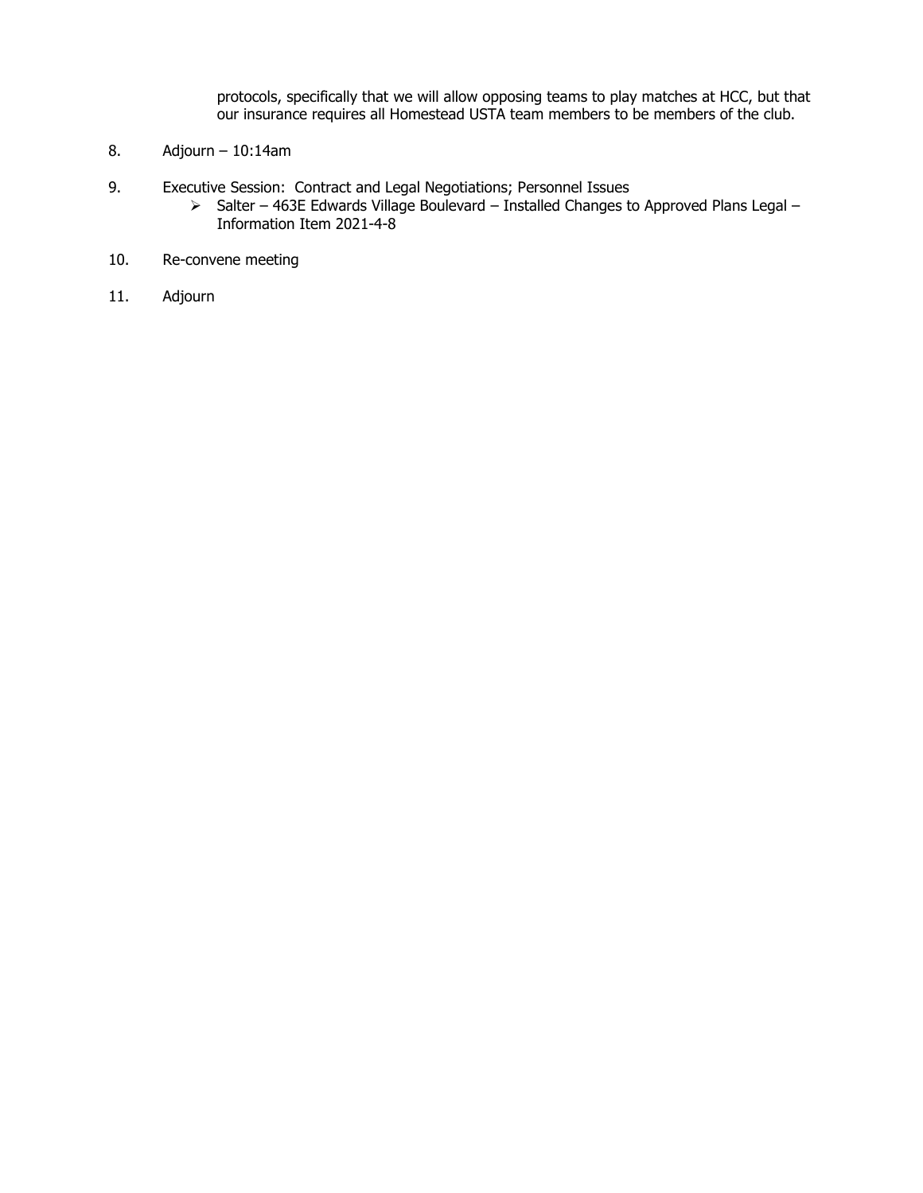protocols, specifically that we will allow opposing teams to play matches at HCC, but that our insurance requires all Homestead USTA team members to be members of the club.

8. Adjourn – 10:14am

9. Executive Session: Contract and Legal Negotiations; Personnel Issues
   - Salter – 463E Edwards Village Boulevard – Installed Changes to Approved Plans Legal – Information Item 2021-4-8

10. Re-convene meeting

11. Adjourn